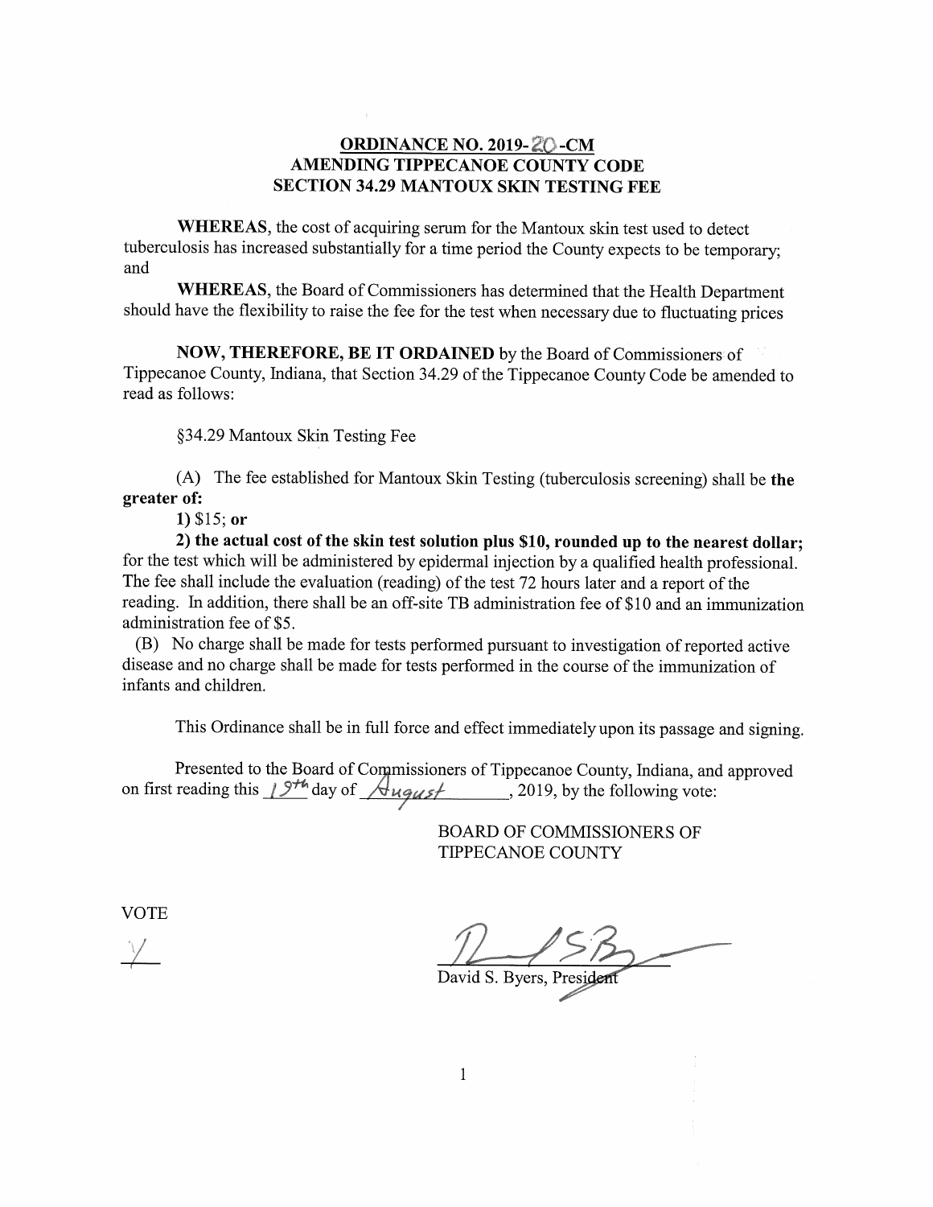# ORDINANCE NO. 2019-20-CM
## AMENDING TIPPECANOE COUNTY CODE
## SECTION 34.29 MANTOUX SKIN TESTING FEE

**WHEREAS**, the cost of acquiring serum for the Mantoux skin test used to detect tuberculosis has increased substantially for a time period the County expects to be temporary; and

**WHEREAS**, the Board of Commissioners has determined that the Health Department should have the flexibility to raise the fee for the test when necessary due to fluctuating prices

**NOW, THEREFORE, BE IT ORDAINED** by the Board of Commissioners of Tippecanoe County, Indiana, that Section 34.29 of the Tippecanoe County Code be amended to read as follows:

§34.29 Mantoux Skin Testing Fee

(A) The fee established for Mantoux Skin Testing (tuberculosis screening) shall be **the greater of:**

**1)** $15; **or**

**2) the actual cost of the skin test solution plus $10, rounded up to the nearest dollar;** for the test which will be administered by epidermal injection by a qualified health professional. The fee shall include the evaluation (reading) of the test 72 hours later and a report of the reading. In addition, there shall be an off-site TB administration fee of $10 and an immunization administration fee of $5.

(B) No charge shall be made for tests performed pursuant to investigation of reported active disease and no charge shall be made for tests performed in the course of the immunization of infants and children.

This Ordinance shall be in full force and effect immediately upon its passage and signing.

Presented to the Board of Commissioners of Tippecanoe County, Indiana, and approved on first reading this 19th day of August, 2019, by the following vote:

BOARD OF COMMISSIONERS OF
TIPPECANOE COUNTY

VOTE

Y

David S. Byers, President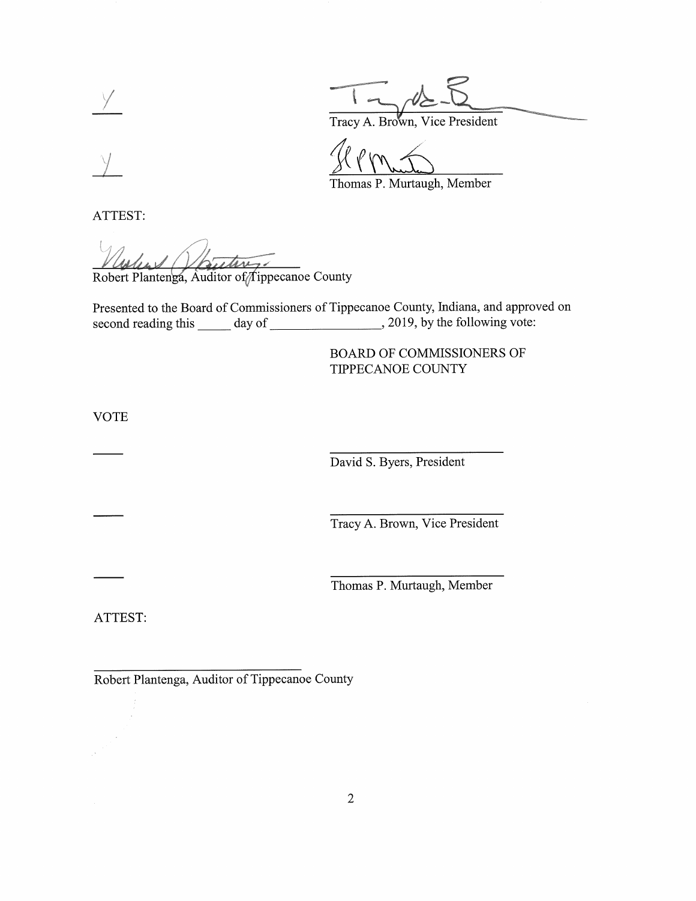Y ______ Tracy A. Brown, Vice President

Y ______ Thomas P. Murtaugh, Member

ATTEST:

______________________________
Robert Plantenga, Auditor of Tippecanoe County

Presented to the Board of Commissioners of Tippecanoe County, Indiana, and approved on second reading this _____ day of _________________, 2019, by the following vote:

BOARD OF COMMISSIONERS OF
TIPPECANOE COUNTY

VOTE

____ ______________________________
David S. Byers, President

____ ______________________________
Tracy A. Brown, Vice President

____ ______________________________
Thomas P. Murtaugh, Member

ATTEST:

______________________________
Robert Plantenga, Auditor of Tippecanoe County